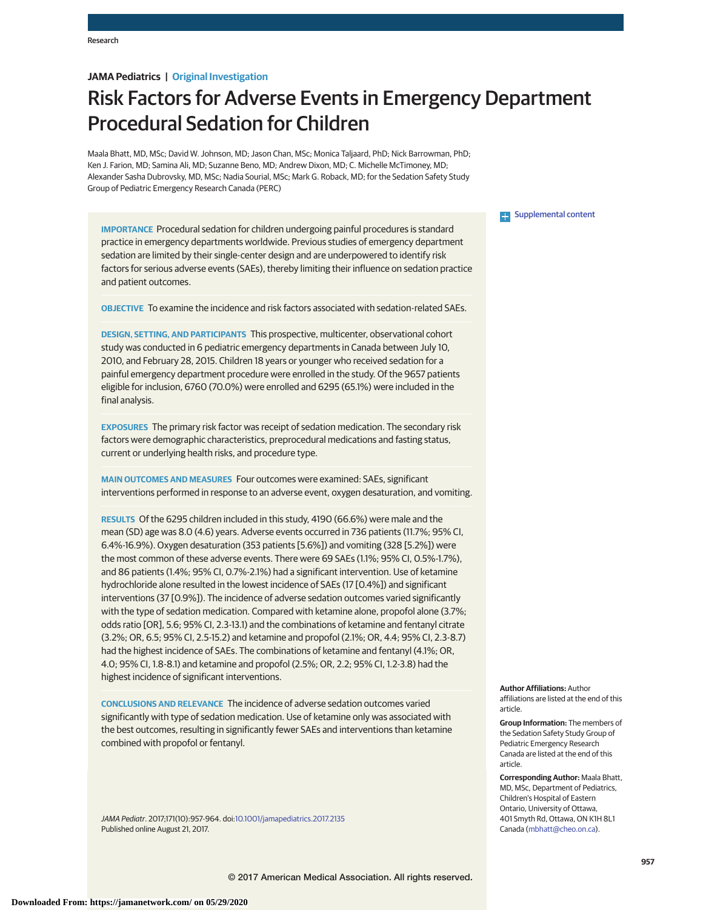JAMA Pediatrics | Original Investigation

# Risk Factors for Adverse Events in Emergency Department Procedural Sedation for Children

Maala Bhatt, MD, MSc; David W. Johnson, MD; Jason Chan, MSc; Monica Taljaard, PhD; Nick Barrowman, PhD; Ken J. Farion, MD; Samina Ali, MD; Suzanne Beno, MD; Andrew Dixon, MD; C. Michelle McTimoney, MD; Alexander Sasha Dubrovsky, MD, MSc; Nadia Sourial, MSc; Mark G. Roback, MD; for the Sedation Safety Study Group of Pediatric Emergency Research Canada (PERC)

Supplemental content

**IMPORTANCE** Procedural sedation for children undergoing painful procedures is standard practice in emergency departments worldwide. Previous studies of emergency department sedation are limited by their single-center design and are underpowered to identify risk factors for serious adverse events (SAEs), thereby limiting their influence on sedation practice and patient outcomes.

**OBJECTIVE** To examine the incidence and risk factors associated with sedation-related SAEs.

**DESIGN, SETTING, AND PARTICIPANTS** This prospective, multicenter, observational cohort study was conducted in 6 pediatric emergency departments in Canada between July 10, 2010, and February 28, 2015. Children 18 years or younger who received sedation for a painful emergency department procedure were enrolled in the study. Of the 9657 patients eligible for inclusion, 6760 (70.0%) were enrolled and 6295 (65.1%) were included in the final analysis.

**EXPOSURES** The primary risk factor was receipt of sedation medication. The secondary risk factors were demographic characteristics, preprocedural medications and fasting status, current or underlying health risks, and procedure type.

**MAIN OUTCOMES AND MEASURES** Four outcomes were examined: SAEs, significant interventions performed in response to an adverse event, oxygen desaturation, and vomiting.

**RESULTS** Of the 6295 children included in this study, 4190 (66.6%) were male and the mean (SD) age was 8.0 (4.6) years. Adverse events occurred in 736 patients (11.7%; 95% CI, 6.4%-16.9%). Oxygen desaturation (353 patients [5.6%]) and vomiting (328 [5.2%]) were the most common of these adverse events. There were 69 SAEs (1.1%; 95% CI, 0.5%-1.7%), and 86 patients (1.4%; 95% CI, 0.7%-2.1%) had a significant intervention. Use of ketamine hydrochloride alone resulted in the lowest incidence of SAEs (17 [0.4%]) and significant interventions (37 [0.9%]). The incidence of adverse sedation outcomes varied significantly with the type of sedation medication. Compared with ketamine alone, propofol alone (3.7%; odds ratio [OR], 5.6; 95% CI, 2.3-13.1) and the combinations of ketamine and fentanyl citrate (3.2%; OR, 6.5; 95% CI, 2.5-15.2) and ketamine and propofol (2.1%; OR, 4.4; 95% CI, 2.3-8.7) had the highest incidence of SAEs. The combinations of ketamine and fentanyl (4.1%; OR, 4.0; 95% CI, 1.8-8.1) and ketamine and propofol (2.5%; OR, 2.2; 95% CI, 1.2-3.8) had the highest incidence of significant interventions.

**CONCLUSIONS AND RELEVANCE** The incidence of adverse sedation outcomes varied significantly with type of sedation medication. Use of ketamine only was associated with the best outcomes, resulting in significantly fewer SAEs and interventions than ketamine combined with propofol or fentanyl.

*JAMA Pediatr*. 2017;171(10):957-964. doi:10.1001/jamapediatrics.2017.2135
Published online August 21, 2017.

**Author Affiliations:** Author affiliations are listed at the end of this article.

**Group Information:** The members of the Sedation Safety Study Group of Pediatric Emergency Research Canada are listed at the end of this article.

**Corresponding Author:** Maala Bhatt, MD, MSc, Department of Pediatrics, Children's Hospital of Eastern Ontario, University of Ottawa, 401 Smyth Rd, Ottawa, ON K1H 8L1 Canada (mbhatt@cheo.on.ca).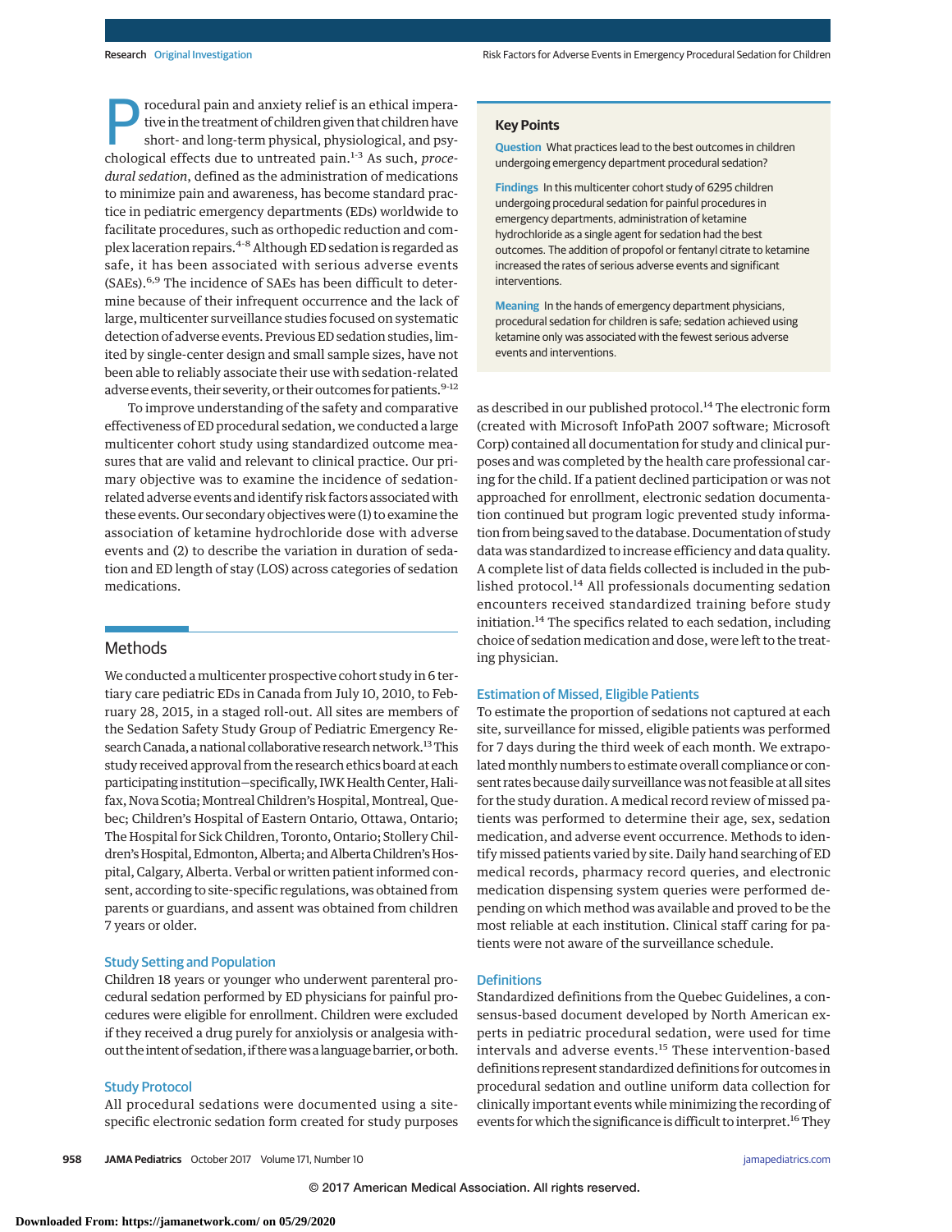Procedural pain and anxiety relief is an ethical imperative in the treatment of children given that children have short- and long-term physical, physiological, and psychological effects due to untreated pain.[1-3] As such, *procedural sedation*, defined as the administration of medications to minimize pain and awareness, has become standard practice in pediatric emergency departments (EDs) worldwide to facilitate procedures, such as orthopedic reduction and complex laceration repairs.[4-8] Although ED sedation is regarded as safe, it has been associated with serious adverse events (SAEs).[6,9] The incidence of SAEs has been difficult to determine because of their infrequent occurrence and the lack of large, multicenter surveillance studies focused on systematic detection of adverse events. Previous ED sedation studies, limited by single-center design and small sample sizes, have not been able to reliably associate their use with sedation-related adverse events, their severity, or their outcomes for patients.[9-12]

To improve understanding of the safety and comparative effectiveness of ED procedural sedation, we conducted a large multicenter cohort study using standardized outcome measures that are valid and relevant to clinical practice. Our primary objective was to examine the incidence of sedation-related adverse events and identify risk factors associated with these events. Our secondary objectives were (1) to examine the association of ketamine hydrochloride dose with adverse events and (2) to describe the variation in duration of sedation and ED length of stay (LOS) across categories of sedation medications.

> **Key Points**
>
> **Question** What practices lead to the best outcomes in children undergoing emergency department procedural sedation?
>
> **Findings** In this multicenter cohort study of 6295 children undergoing procedural sedation for painful procedures in emergency departments, administration of ketamine hydrochloride as a single agent for sedation had the best outcomes. The addition of propofol or fentanyl citrate to ketamine increased the rates of serious adverse events and significant interventions.
>
> **Meaning** In the hands of emergency department physicians, procedural sedation for children is safe; sedation achieved using ketamine only was associated with the fewest serious adverse events and interventions.

## Methods

We conducted a multicenter prospective cohort study in 6 tertiary care pediatric EDs in Canada from July 10, 2010, to February 28, 2015, in a staged roll-out. All sites are members of the Sedation Safety Study Group of Pediatric Emergency Research Canada, a national collaborative research network.[13] This study received approval from the research ethics board at each participating institution—specifically, IWK Health Center, Halifax, Nova Scotia; Montreal Children's Hospital, Montreal, Quebec; Children's Hospital of Eastern Ontario, Ottawa, Ontario; The Hospital for Sick Children, Toronto, Ontario; Stollery Children's Hospital, Edmonton, Alberta; and Alberta Children's Hospital, Calgary, Alberta. Verbal or written patient informed consent, according to site-specific regulations, was obtained from parents or guardians, and assent was obtained from children 7 years or older.

### Study Setting and Population

Children 18 years or younger who underwent parenteral procedural sedation performed by ED physicians for painful procedures were eligible for enrollment. Children were excluded if they received a drug purely for anxiolysis or analgesia without the intent of sedation, if there was a language barrier, or both.

### Study Protocol

All procedural sedations were documented using a site-specific electronic sedation form created for study purposes as described in our published protocol.[14] The electronic form (created with Microsoft InfoPath 2007 software; Microsoft Corp) contained all documentation for study and clinical purposes and was completed by the health care professional caring for the child. If a patient declined participation or was not approached for enrollment, electronic sedation documentation continued but program logic prevented study information from being saved to the database. Documentation of study data was standardized to increase efficiency and data quality. A complete list of data fields collected is included in the published protocol.[14] All professionals documenting sedation encounters received standardized training before study initiation.[14] The specifics related to each sedation, including choice of sedation medication and dose, were left to the treating physician.

### Estimation of Missed, Eligible Patients

To estimate the proportion of sedations not captured at each site, surveillance for missed, eligible patients was performed for 7 days during the third week of each month. We extrapolated monthly numbers to estimate overall compliance or consent rates because daily surveillance was not feasible at all sites for the study duration. A medical record review of missed patients was performed to determine their age, sex, sedation medication, and adverse event occurrence. Methods to identify missed patients varied by site. Daily hand searching of ED medical records, pharmacy record queries, and electronic medication dispensing system queries were performed depending on which method was available and proved to be the most reliable at each institution. Clinical staff caring for patients were not aware of the surveillance schedule.

### Definitions

Standardized definitions from the Quebec Guidelines, a consensus-based document developed by North American experts in pediatric procedural sedation, were used for time intervals and adverse events.[15] These intervention-based definitions represent standardized definitions for outcomes in procedural sedation and outline uniform data collection for clinically important events while minimizing the recording of events for which the significance is difficult to interpret.[16] They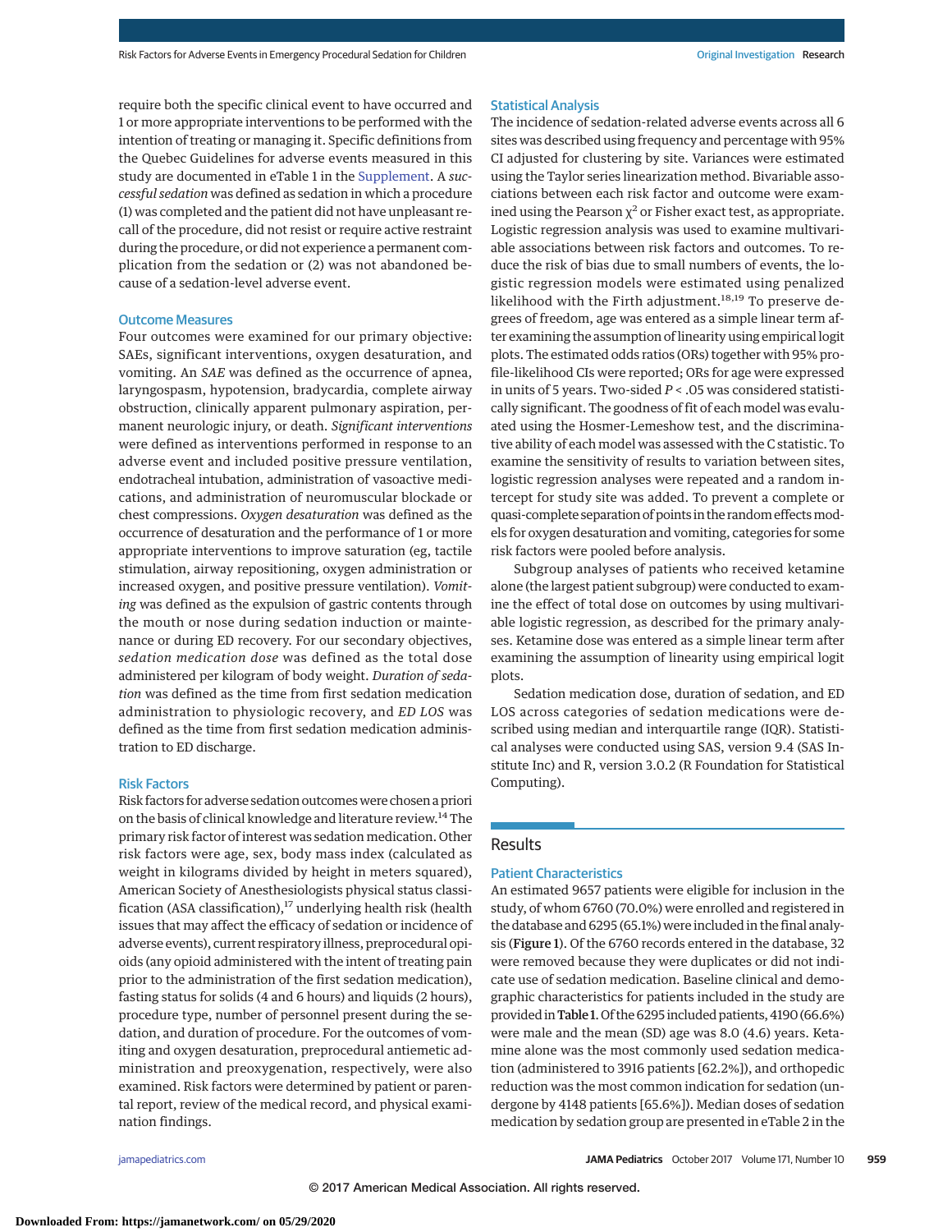require both the specific clinical event to have occurred and 1 or more appropriate interventions to be performed with the intention of treating or managing it. Specific definitions from the Quebec Guidelines for adverse events measured in this study are documented in eTable 1 in the Supplement. A *successful sedation* was defined as sedation in which a procedure (1) was completed and the patient did not have unpleasant recall of the procedure, did not resist or require active restraint during the procedure, or did not experience a permanent complication from the sedation or (2) was not abandoned because of a sedation-level adverse event.

### Outcome Measures

Four outcomes were examined for our primary objective: SAEs, significant interventions, oxygen desaturation, and vomiting. An *SAE* was defined as the occurrence of apnea, laryngospasm, hypotension, bradycardia, complete airway obstruction, clinically apparent pulmonary aspiration, permanent neurologic injury, or death. *Significant interventions* were defined as interventions performed in response to an adverse event and included positive pressure ventilation, endotracheal intubation, administration of vasoactive medications, and administration of neuromuscular blockade or chest compressions. *Oxygen desaturation* was defined as the occurrence of desaturation and the performance of 1 or more appropriate interventions to improve saturation (eg, tactile stimulation, airway repositioning, oxygen administration or increased oxygen, and positive pressure ventilation). *Vomiting* was defined as the expulsion of gastric contents through the mouth or nose during sedation induction or maintenance or during ED recovery. For our secondary objectives, *sedation medication dose* was defined as the total dose administered per kilogram of body weight. *Duration of sedation* was defined as the time from first sedation medication administration to physiologic recovery, and *ED LOS* was defined as the time from first sedation medication administration to ED discharge.

### Risk Factors

Risk factors for adverse sedation outcomes were chosen a priori on the basis of clinical knowledge and literature review.[14] The primary risk factor of interest was sedation medication. Other risk factors were age, sex, body mass index (calculated as weight in kilograms divided by height in meters squared), American Society of Anesthesiologists physical status classification (ASA classification),[17] underlying health risk (health issues that may affect the efficacy of sedation or incidence of adverse events), current respiratory illness, preprocedural opioids (any opioid administered with the intent of treating pain prior to the administration of the first sedation medication), fasting status for solids (4 and 6 hours) and liquids (2 hours), procedure type, number of personnel present during the sedation, and duration of procedure. For the outcomes of vomiting and oxygen desaturation, preprocedural antiemetic administration and preoxygenation, respectively, were also examined. Risk factors were determined by patient or parental report, review of the medical record, and physical examination findings.

### Statistical Analysis

The incidence of sedation-related adverse events across all 6 sites was described using frequency and percentage with 95% CI adjusted for clustering by site. Variances were estimated using the Taylor series linearization method. Bivariable associations between each risk factor and outcome were examined using the Pearson $\chi^2$ or Fisher exact test, as appropriate. Logistic regression analysis was used to examine multivariable associations between risk factors and outcomes. To reduce the risk of bias due to small numbers of events, the logistic regression models were estimated using penalized likelihood with the Firth adjustment.[18,19] To preserve degrees of freedom, age was entered as a simple linear term after examining the assumption of linearity using empirical logit plots. The estimated odds ratios (ORs) together with 95% profile-likelihood CIs were reported; ORs for age were expressed in units of 5 years. Two-sided $P < .05$ was considered statistically significant. The goodness of fit of each model was evaluated using the Hosmer-Lemeshow test, and the discriminative ability of each model was assessed with the C statistic. To examine the sensitivity of results to variation between sites, logistic regression analyses were repeated and a random intercept for study site was added. To prevent a complete or quasi-complete separation of points in the random effects models for oxygen desaturation and vomiting, categories for some risk factors were pooled before analysis.

Subgroup analyses of patients who received ketamine alone (the largest patient subgroup) were conducted to examine the effect of total dose on outcomes by using multivariable logistic regression, as described for the primary analyses. Ketamine dose was entered as a simple linear term after examining the assumption of linearity using empirical logit plots.

Sedation medication dose, duration of sedation, and ED LOS across categories of sedation medications were described using median and interquartile range (IQR). Statistical analyses were conducted using SAS, version 9.4 (SAS Institute Inc) and R, version 3.0.2 (R Foundation for Statistical Computing).

## Results

### Patient Characteristics

An estimated 9657 patients were eligible for inclusion in the study, of whom 6760 (70.0%) were enrolled and registered in the database and 6295 (65.1%) were included in the final analysis (**Figure 1**). Of the 6760 records entered in the database, 32 were removed because they were duplicates or did not indicate use of sedation medication. Baseline clinical and demographic characteristics for patients included in the study are provided in **Table 1**. Of the 6295 included patients, 4190 (66.6%) were male and the mean (SD) age was 8.0 (4.6) years. Ketamine alone was the most commonly used sedation medication (administered to 3916 patients [62.2%]), and orthopedic reduction was the most common indication for sedation (undergone by 4148 patients [65.6%]). Median doses of sedation medication by sedation group are presented in eTable 2 in the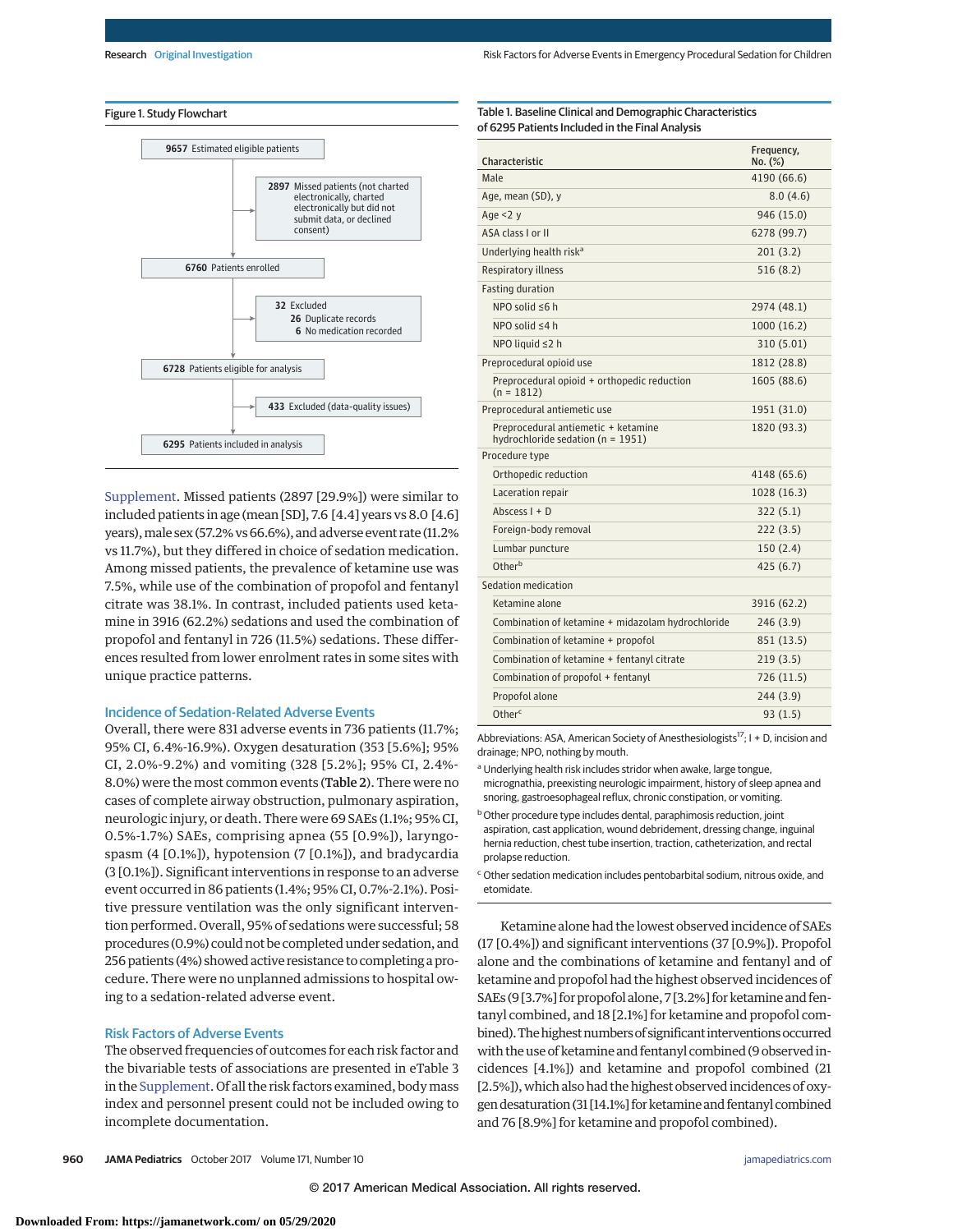Figure 1. Study Flowchart

- 9657 Estimated eligible patients
  - 2897 Missed patients (not charted electronically, charted electronically but did not submit data, or declined consent)
- 6760 Patients enrolled
  - 32 Excluded
    - 26 Duplicate records
    - 6 No medication recorded
- 6728 Patients eligible for analysis
  - 433 Excluded (data-quality issues)
- 6295 Patients included in analysis

Supplement. Missed patients (2897 [29.9%]) were similar to included patients in age (mean [SD], 7.6 [4.4] years vs 8.0 [4.6] years), male sex (57.2% vs 66.6%), and adverse event rate (11.2% vs 11.7%), but they differed in choice of sedation medication. Among missed patients, the prevalence of ketamine use was 7.5%, while use of the combination of propofol and fentanyl citrate was 38.1%. In contrast, included patients used ketamine in 3916 (62.2%) sedations and used the combination of propofol and fentanyl in 726 (11.5%) sedations. These differences resulted from lower enrolment rates in some sites with unique practice patterns.

## Incidence of Sedation-Related Adverse Events

Overall, there were 831 adverse events in 736 patients (11.7%; 95% CI, 6.4%-16.9%). Oxygen desaturation (353 [5.6%]; 95% CI, 2.0%-9.2%) and vomiting (328 [5.2%]; 95% CI, 2.4%-8.0%) were the most common events (**Table 2**). There were no cases of complete airway obstruction, pulmonary aspiration, neurologic injury, or death. There were 69 SAEs (1.1%; 95% CI, 0.5%-1.7%) SAEs, comprising apnea (55 [0.9%]), laryngospasm (4 [0.1%]), hypotension (7 [0.1%]), and bradycardia (3 [0.1%]). Significant interventions in response to an adverse event occurred in 86 patients (1.4%; 95% CI, 0.7%-2.1%). Positive pressure ventilation was the only significant intervention performed. Overall, 95% of sedations were successful; 58 procedures (0.9%) could not be completed under sedation, and 256 patients (4%) showed active resistance to completing a procedure. There were no unplanned admissions to hospital owing to a sedation-related adverse event.

## Risk Factors of Adverse Events

The observed frequencies of outcomes for each risk factor and the bivariable tests of associations are presented in eTable 3 in the Supplement. Of all the risk factors examined, body mass index and personnel present could not be included owing to incomplete documentation.

Table 1. Baseline Clinical and Demographic Characteristics of 6295 Patients Included in the Final Analysis

| Characteristic | Frequency, No. (%) |
|---|---|
| Male | 4190 (66.6) |
| Age, mean (SD), y | 8.0 (4.6) |
| Age <2 y | 946 (15.0) |
| ASA class I or II | 6278 (99.7) |
| Underlying health risk[a] | 201 (3.2) |
| Respiratory illness | 516 (8.2) |
| Fasting duration | |
| NPO solid ≤6 h | 2974 (48.1) |
| NPO solid ≤4 h | 1000 (16.2) |
| NPO liquid ≤2 h | 310 (5.01) |
| Preprocedural opioid use | 1812 (28.8) |
| Preprocedural opioid + orthopedic reduction (n = 1812) | 1605 (88.6) |
| Preprocedural antiemetic use | 1951 (31.0) |
| Preprocedural antiemetic + ketamine hydrochloride sedation (n = 1951) | 1820 (93.3) |
| Procedure type | |
| Orthopedic reduction | 4148 (65.6) |
| Laceration repair | 1028 (16.3) |
| Abscess I + D | 322 (5.1) |
| Foreign-body removal | 222 (3.5) |
| Lumbar puncture | 150 (2.4) |
| Other[b] | 425 (6.7) |
| Sedation medication | |
| Ketamine alone | 3916 (62.2) |
| Combination of ketamine + midazolam hydrochloride | 246 (3.9) |
| Combination of ketamine + propofol | 851 (13.5) |
| Combination of ketamine + fentanyl citrate | 219 (3.5) |
| Combination of propofol + fentanyl | 726 (11.5) |
| Propofol alone | 244 (3.9) |
| Other[c] | 93 (1.5) |

Abbreviations: ASA, American Society of Anesthesiologists[17]; I + D, incision and drainage; NPO, nothing by mouth.

[a] Underlying health risk includes stridor when awake, large tongue, micrognathia, preexisting neurologic impairment, history of sleep apnea and snoring, gastroesophageal reflux, chronic constipation, or vomiting.

[b] Other procedure type includes dental, paraphimosis reduction, joint aspiration, cast application, wound debridement, dressing change, inguinal hernia reduction, chest tube insertion, traction, catheterization, and rectal prolapse reduction.

[c] Other sedation medication includes pentobarbital sodium, nitrous oxide, and etomidate.

Ketamine alone had the lowest observed incidence of SAEs (17 [0.4%]) and significant interventions (37 [0.9%]). Propofol alone and the combinations of ketamine and fentanyl and of ketamine and propofol had the highest observed incidences of SAEs (9 [3.7%] for propofol alone, 7 [3.2%] for ketamine and fentanyl combined, and 18 [2.1%] for ketamine and propofol combined). The highest numbers of significant interventions occurred with the use of ketamine and fentanyl combined (9 observed incidences [4.1%]) and ketamine and propofol combined (21 [2.5%]), which also had the highest observed incidences of oxygen desaturation (31 [14.1%] for ketamine and fentanyl combined and 76 [8.9%] for ketamine and propofol combined).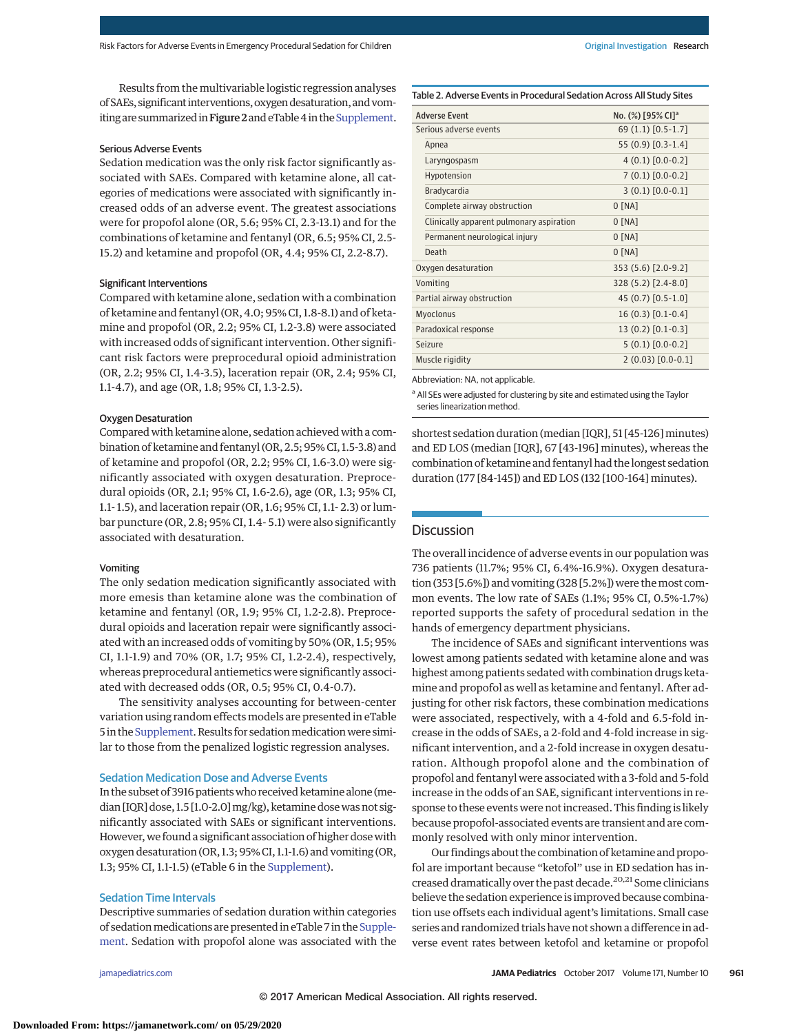Results from the multivariable logistic regression analyses of SAEs, significant interventions, oxygen desaturation, and vomiting are summarized in **Figure 2** and eTable 4 in the Supplement.

### Serious Adverse Events

Sedation medication was the only risk factor significantly associated with SAEs. Compared with ketamine alone, all categories of medications were associated with significantly increased odds of an adverse event. The greatest associations were for propofol alone (OR, 5.6; 95% CI, 2.3-13.1) and for the combinations of ketamine and fentanyl (OR, 6.5; 95% CI, 2.5-15.2) and ketamine and propofol (OR, 4.4; 95% CI, 2.2-8.7).

### Significant Interventions

Compared with ketamine alone, sedation with a combination of ketamine and fentanyl (OR, 4.0; 95% CI, 1.8-8.1) and of ketamine and propofol (OR, 2.2; 95% CI, 1.2-3.8) were associated with increased odds of significant intervention. Other significant risk factors were preprocedural opioid administration (OR, 2.2; 95% CI, 1.4-3.5), laceration repair (OR, 2.4; 95% CI, 1.1-4.7), and age (OR, 1.8; 95% CI, 1.3-2.5).

### Oxygen Desaturation

Compared with ketamine alone, sedation achieved with a combination of ketamine and fentanyl (OR, 2.5; 95% CI, 1.5-3.8) and of ketamine and propofol (OR, 2.2; 95% CI, 1.6-3.0) were significantly associated with oxygen desaturation. Preprocedural opioids (OR, 2.1; 95% CI, 1.6-2.6), age (OR, 1.3; 95% CI, 1.1-1.5), and laceration repair (OR, 1.6; 95% CI, 1.1-2.3) or lumbar puncture (OR, 2.8; 95% CI, 1.4-5.1) were also significantly associated with desaturation.

### Vomiting

The only sedation medication significantly associated with more emesis than ketamine alone was the combination of ketamine and fentanyl (OR, 1.9; 95% CI, 1.2-2.8). Preprocedural opioids and laceration repair were significantly associated with an increased odds of vomiting by 50% (OR, 1.5; 95% CI, 1.1-1.9) and 70% (OR, 1.7; 95% CI, 1.2-2.4), respectively, whereas preprocedural antiemetics were significantly associated with decreased odds (OR, 0.5; 95% CI, 0.4-0.7).

The sensitivity analyses accounting for between-center variation using random effects models are presented in eTable 5 in the Supplement. Results for sedation medication were similar to those from the penalized logistic regression analyses.

### Sedation Medication Dose and Adverse Events

In the subset of 3916 patients who received ketamine alone (median [IQR] dose, 1.5 [1.0-2.0] mg/kg), ketamine dose was not significantly associated with SAEs or significant interventions. However, we found a significant association of higher dose with oxygen desaturation (OR, 1.3; 95% CI, 1.1-1.6) and vomiting (OR, 1.3; 95% CI, 1.1-1.5) (eTable 6 in the Supplement).

### Sedation Time Intervals

Descriptive summaries of sedation duration within categories of sedation medications are presented in eTable 7 in the Supplement. Sedation with propofol alone was associated with the shortest sedation duration (median [IQR], 51 [45-126] minutes) and ED LOS (median [IQR], 67 [43-196] minutes), whereas the combination of ketamine and fentanyl had the longest sedation duration (177 [84-145]) and ED LOS (132 [100-164] minutes).

Table 2. Adverse Events in Procedural Sedation Across All Study Sites

| Adverse Event | No. (%) [95% CI][a] |
|---|---|
| Serious adverse events | 69 (1.1) [0.5-1.7] |
| Apnea | 55 (0.9) [0.3-1.4] |
| Laryngospasm | 4 (0.1) [0.0-0.2] |
| Hypotension | 7 (0.1) [0.0-0.2] |
| Bradycardia | 3 (0.1) [0.0-0.1] |
| Complete airway obstruction | 0 [NA] |
| Clinically apparent pulmonary aspiration | 0 [NA] |
| Permanent neurological injury | 0 [NA] |
| Death | 0 [NA] |
| Oxygen desaturation | 353 (5.6) [2.0-9.2] |
| Vomiting | 328 (5.2) [2.4-8.0] |
| Partial airway obstruction | 45 (0.7) [0.5-1.0] |
| Myoclonus | 16 (0.3) [0.1-0.4] |
| Paradoxical response | 13 (0.2) [0.1-0.3] |
| Seizure | 5 (0.1) [0.0-0.2] |
| Muscle rigidity | 2 (0.03) [0.0-0.1] |

Abbreviation: NA, not applicable.

[a] All SEs were adjusted for clustering by site and estimated using the Taylor series linearization method.

## Discussion

The overall incidence of adverse events in our population was 736 patients (11.7%; 95% CI, 6.4%-16.9%). Oxygen desaturation (353 [5.6%]) and vomiting (328 [5.2%]) were the most common events. The low rate of SAEs (1.1%; 95% CI, 0.5%-1.7%) reported supports the safety of procedural sedation in the hands of emergency department physicians.

The incidence of SAEs and significant interventions was lowest among patients sedated with ketamine alone and was highest among patients sedated with combination drugs ketamine and propofol as well as ketamine and fentanyl. After adjusting for other risk factors, these combination medications were associated, respectively, with a 4-fold and 6.5-fold increase in the odds of SAEs, a 2-fold and 4-fold increase in significant intervention, and a 2-fold increase in oxygen desaturation. Although propofol alone and the combination of propofol and fentanyl were associated with a 3-fold and 5-fold increase in the odds of an SAE, significant interventions in response to these events were not increased. This finding is likely because propofol-associated events are transient and are commonly resolved with only minor intervention.

Our findings about the combination of ketamine and propofol are important because "ketofol" use in ED sedation has increased dramatically over the past decade.[20,21] Some clinicians believe the sedation experience is improved because combination use offsets each individual agent's limitations. Small case series and randomized trials have not shown a difference in adverse event rates between ketofol and ketamine or propofol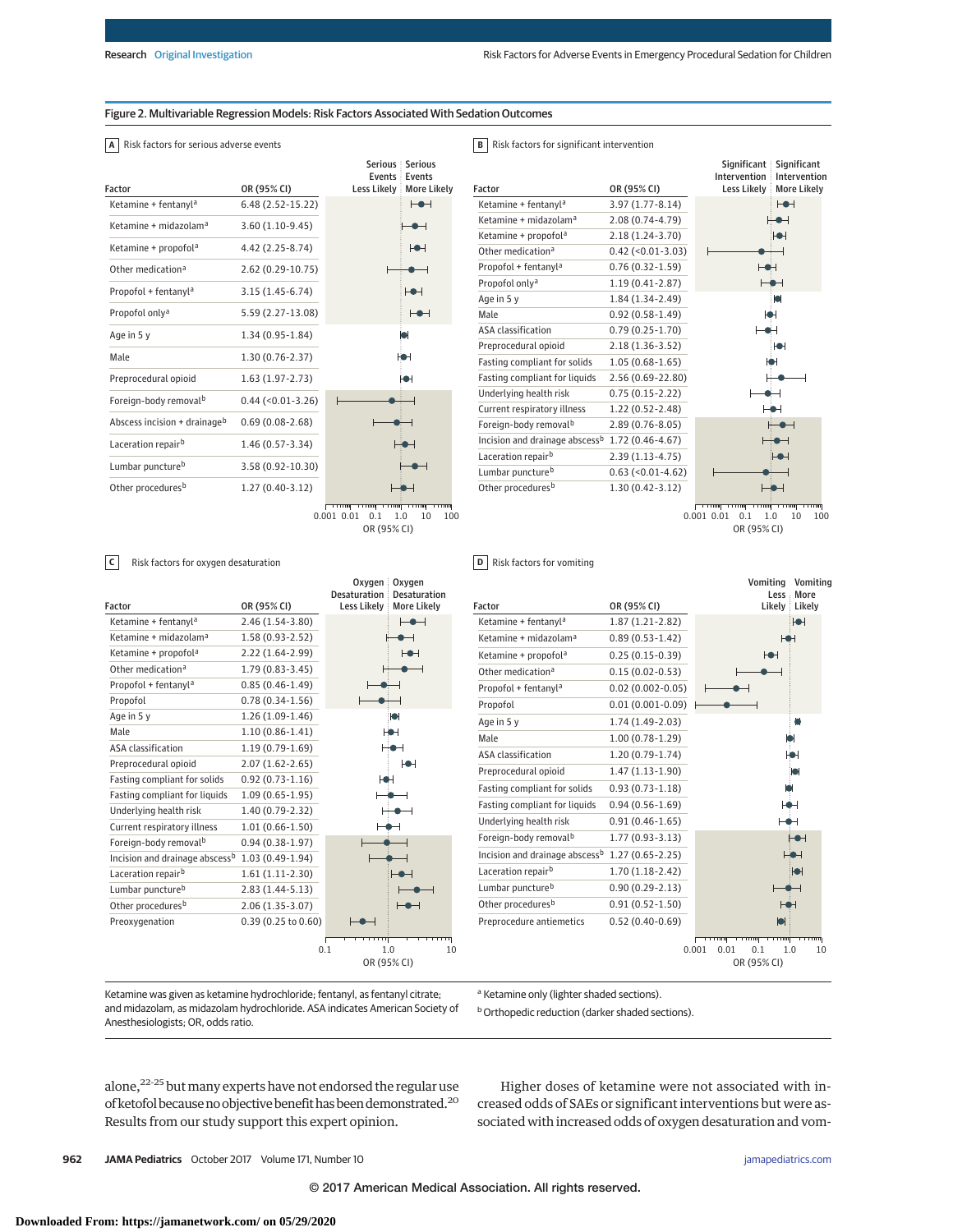Figure 2. Multivariable Regression Models: Risk Factors Associated With Sedation Outcomes

**A** Risk factors for serious adverse events

| Factor | OR (95% CI) |
|---|---|
| Ketamine + fentanyl[a] | 6.48 (2.52-15.22) |
| Ketamine + midazolam[a] | 3.60 (1.10-9.45) |
| Ketamine + propofol[a] | 4.42 (2.25-8.74) |
| Other medication[a] | 2.62 (0.29-10.75) |
| Propofol + fentanyl[a] | 3.15 (1.45-6.74) |
| Propofol only[a] | 5.59 (2.27-13.08) |
| Age in 5 y | 1.34 (0.95-1.84) |
| Male | 1.30 (0.76-2.37) |
| Preprocedural opioid | 1.63 (1.97-2.73) |
| Foreign-body removal[b] | 0.44 (<0.01-3.26) |
| Abscess incision + drainage[b] | 0.69 (0.08-2.68) |
| Laceration repair[b] | 1.46 (0.57-3.34) |
| Lumbar puncture[b] | 3.58 (0.92-10.30) |
| Other procedures[b] | 1.27 (0.40-3.12) |

**B** Risk factors for significant intervention

| Factor | OR (95% CI) |
|---|---|
| Ketamine + fentanyl[a] | 3.97 (1.77-8.14) |
| Ketamine + midazolam[a] | 2.08 (0.74-4.79) |
| Ketamine + propofol[a] | 2.18 (1.24-3.70) |
| Other medication[a] | 0.42 (<0.01-3.03) |
| Propofol + fentanyl[a] | 0.76 (0.32-1.59) |
| Propofol only[a] | 1.19 (0.41-2.87) |
| Age in 5 y | 1.84 (1.34-2.49) |
| Male | 0.92 (0.58-1.49) |
| ASA classification | 0.79 (0.25-1.70) |
| Preprocedural opioid | 2.18 (1.36-3.52) |
| Fasting compliant for solids | 1.05 (0.68-1.65) |
| Fasting compliant for liquids | 2.56 (0.69-22.80) |
| Underlying health risk | 0.75 (0.15-2.22) |
| Current respiratory illness | 1.22 (0.52-2.48) |
| Foreign-body removal[b] | 2.89 (0.76-8.05) |
| Incision and drainage abscess[b] | 1.72 (0.46-4.67) |
| Laceration repair[b] | 2.39 (1.13-4.75) |
| Lumbar puncture[b] | 0.63 (<0.01-4.62) |
| Other procedures[b] | 1.30 (0.42-3.12) |

**C** Risk factors for oxygen desaturation

| Factor | OR (95% CI) |
|---|---|
| Ketamine + fentanyl[a] | 2.46 (1.54-3.80) |
| Ketamine + midazolam[a] | 1.58 (0.93-2.52) |
| Ketamine + propofol[a] | 2.22 (1.64-2.99) |
| Other medication[a] | 1.79 (0.83-3.45) |
| Propofol + fentanyl[a] | 0.85 (0.46-1.49) |
| Propofol | 0.78 (0.34-1.56) |
| Age in 5 y | 1.26 (1.09-1.46) |
| Male | 1.10 (0.86-1.41) |
| ASA classification | 1.19 (0.79-1.69) |
| Preprocedural opioid | 2.07 (1.62-2.65) |
| Fasting compliant for solids | 0.92 (0.73-1.16) |
| Fasting compliant for liquids | 1.09 (0.65-1.95) |
| Underlying health risk | 1.40 (0.79-2.32) |
| Current respiratory illness | 1.01 (0.66-1.50) |
| Foreign-body removal[b] | 0.94 (0.38-1.97) |
| Incision and drainage abscess[b] | 1.03 (0.49-1.94) |
| Laceration repair[b] | 1.61 (1.11-2.30) |
| Lumbar puncture[b] | 2.83 (1.44-5.13) |
| Other procedures[b] | 2.06 (1.35-3.07) |
| Preoxygenation | 0.39 (0.25 to 0.60) |

**D** Risk factors for vomiting

| Factor | OR (95% CI) |
|---|---|
| Ketamine + fentanyl[a] | 1.87 (1.21-2.82) |
| Ketamine + midazolam[a] | 0.89 (0.53-1.42) |
| Ketamine + propofol[a] | 0.25 (0.15-0.39) |
| Other medication[a] | 0.15 (0.02-0.53) |
| Propofol + fentanyl[a] | 0.02 (0.002-0.05) |
| Propofol | 0.01 (0.001-0.09) |
| Age in 5 y | 1.74 (1.49-2.03) |
| Male | 1.00 (0.78-1.29) |
| ASA classification | 1.20 (0.79-1.74) |
| Preprocedural opioid | 1.47 (1.13-1.90) |
| Fasting compliant for solids | 0.93 (0.73-1.18) |
| Fasting compliant for liquids | 0.94 (0.56-1.69) |
| Underlying health risk | 0.91 (0.46-1.65) |
| Foreign-body removal[b] | 1.77 (0.93-3.13) |
| Incision and drainage abscess[b] | 1.27 (0.65-2.25) |
| Laceration repair[b] | 1.70 (1.18-2.42) |
| Lumbar puncture[b] | 0.90 (0.29-2.13) |
| Other procedures[b] | 0.91 (0.52-1.50) |
| Preprocedure antiemetics | 0.52 (0.40-0.69) |

Ketamine was given as ketamine hydrochloride; fentanyl, as fentanyl citrate; and midazolam, as midazolam hydrochloride. ASA indicates American Society of Anesthesiologists; OR, odds ratio.

[a] Ketamine only (lighter shaded sections).

[b] Orthopedic reduction (darker shaded sections).

alone,[22-25] but many experts have not endorsed the regular use of ketofol because no objective benefit has been demonstrated.[20] Results from our study support this expert opinion.

Higher doses of ketamine were not associated with increased odds of SAEs or significant interventions but were associated with increased odds of oxygen desaturation and vom-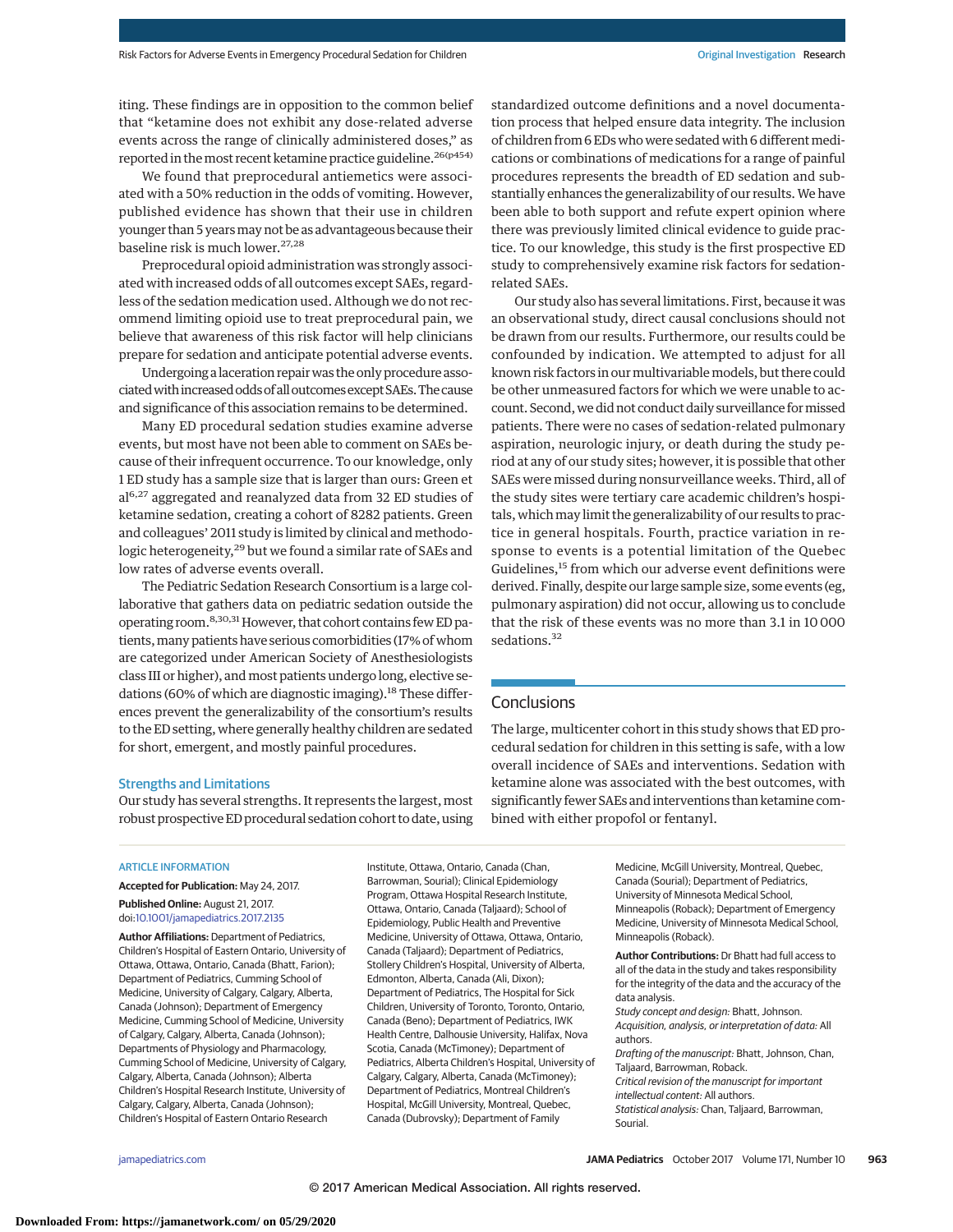iting. These findings are in opposition to the common belief that "ketamine does not exhibit any dose-related adverse events across the range of clinically administered doses," as reported in the most recent ketamine practice guideline.[26(p454)]

We found that preprocedural antiemetics were associated with a 50% reduction in the odds of vomiting. However, published evidence has shown that their use in children younger than 5 years may not be as advantageous because their baseline risk is much lower.[27,28]

Preprocedural opioid administration was strongly associated with increased odds of all outcomes except SAEs, regardless of the sedation medication used. Although we do not recommend limiting opioid use to treat preprocedural pain, we believe that awareness of this risk factor will help clinicians prepare for sedation and anticipate potential adverse events.

Undergoing a laceration repair was the only procedure associated with increased odds of all outcomes except SAEs. The cause and significance of this association remains to be determined.

Many ED procedural sedation studies examine adverse events, but most have not been able to comment on SAEs because of their infrequent occurrence. To our knowledge, only 1 ED study has a sample size that is larger than ours: Green et al[6,27] aggregated and reanalyzed data from 32 ED studies of ketamine sedation, creating a cohort of 8282 patients. Green and colleagues' 2011 study is limited by clinical and methodologic heterogeneity,[29] but we found a similar rate of SAEs and low rates of adverse events overall.

The Pediatric Sedation Research Consortium is a large collaborative that gathers data on pediatric sedation outside the operating room.[8,30,31] However, that cohort contains few ED patients, many patients have serious comorbidities (17% of whom are categorized under American Society of Anesthesiologists class III or higher), and most patients undergo long, elective sedations (60% of which are diagnostic imaging).[18] These differences prevent the generalizability of the consortium's results to the ED setting, where generally healthy children are sedated for short, emergent, and mostly painful procedures.

### Strengths and Limitations

Our study has several strengths. It represents the largest, most robust prospective ED procedural sedation cohort to date, using standardized outcome definitions and a novel documentation process that helped ensure data integrity. The inclusion of children from 6 EDs who were sedated with 6 different medications or combinations of medications for a range of painful procedures represents the breadth of ED sedation and substantially enhances the generalizability of our results. We have been able to both support and refute expert opinion where there was previously limited clinical evidence to guide practice. To our knowledge, this study is the first prospective ED study to comprehensively examine risk factors for sedation-related SAEs.

Our study also has several limitations. First, because it was an observational study, direct causal conclusions should not be drawn from our results. Furthermore, our results could be confounded by indication. We attempted to adjust for all known risk factors in our multivariable models, but there could be other unmeasured factors for which we were unable to account. Second, we did not conduct daily surveillance for missed patients. There were no cases of sedation-related pulmonary aspiration, neurologic injury, or death during the study period at any of our study sites; however, it is possible that other SAEs were missed during nonsurveillance weeks. Third, all of the study sites were tertiary care academic children's hospitals, which may limit the generalizability of our results to practice in general hospitals. Fourth, practice variation in response to events is a potential limitation of the Quebec Guidelines,[15] from which our adverse event definitions were derived. Finally, despite our large sample size, some events (eg, pulmonary aspiration) did not occur, allowing us to conclude that the risk of these events was no more than 3.1 in 10 000 sedations.[32]

## Conclusions

The large, multicenter cohort in this study shows that ED procedural sedation for children in this setting is safe, with a low overall incidence of SAEs and interventions. Sedation with ketamine alone was associated with the best outcomes, with significantly fewer SAEs and interventions than ketamine combined with either propofol or fentanyl.

ARTICLE INFORMATION

**Accepted for Publication:** May 24, 2017.

**Published Online:** August 21, 2017. doi:10.1001/jamapediatrics.2017.2135

**Author Affiliations:** Department of Pediatrics, Children's Hospital of Eastern Ontario, University of Ottawa, Ottawa, Ontario, Canada (Bhatt, Farion); Department of Pediatrics, Cumming School of Medicine, University of Calgary, Calgary, Alberta, Canada (Johnson); Department of Emergency Medicine, Cumming School of Medicine, University of Calgary, Calgary, Alberta, Canada (Johnson); Departments of Physiology and Pharmacology, Cumming School of Medicine, University of Calgary, Calgary, Alberta, Canada (Johnson); Alberta Children's Hospital Research Institute, University of Calgary, Calgary, Alberta, Canada (Johnson); Children's Hospital of Eastern Ontario Research Institute, Ottawa, Ontario, Canada (Chan, Barrowman, Sourial); Clinical Epidemiology Program, Ottawa Hospital Research Institute, Ottawa, Ontario, Canada (Taljaard); School of Epidemiology, Public Health and Preventive Medicine, University of Ottawa, Ottawa, Ontario, Canada (Taljaard); Department of Pediatrics, Stollery Children's Hospital, University of Alberta, Edmonton, Alberta, Canada (Ali, Dixon); Department of Pediatrics, The Hospital for Sick Children, University of Toronto, Toronto, Ontario, Canada (Beno); Department of Pediatrics, IWK Health Centre, Dalhousie University, Halifax, Nova Scotia, Canada (McTimoney); Department of Pediatrics, Alberta Children's Hospital, University of Calgary, Calgary, Alberta, Canada (McTimoney); Department of Pediatrics, Montreal Children's Hospital, McGill University, Montreal, Quebec, Canada (Dubrovsky); Department of Family Medicine, McGill University, Montreal, Quebec, Canada (Sourial); Department of Pediatrics, University of Minnesota Medical School, Minneapolis (Roback); Department of Emergency Medicine, University of Minnesota Medical School, Minneapolis (Roback).

**Author Contributions:** Dr Bhatt had full access to all of the data in the study and takes responsibility for the integrity of the data and the accuracy of the data analysis.

*Study concept and design:* Bhatt, Johnson.
*Acquisition, analysis, or interpretation of data:* All authors.
*Drafting of the manuscript:* Bhatt, Johnson, Chan, Taljaard, Barrowman, Roback.
*Critical revision of the manuscript for important intellectual content:* All authors.
*Statistical analysis:* Chan, Taljaard, Barrowman, Sourial.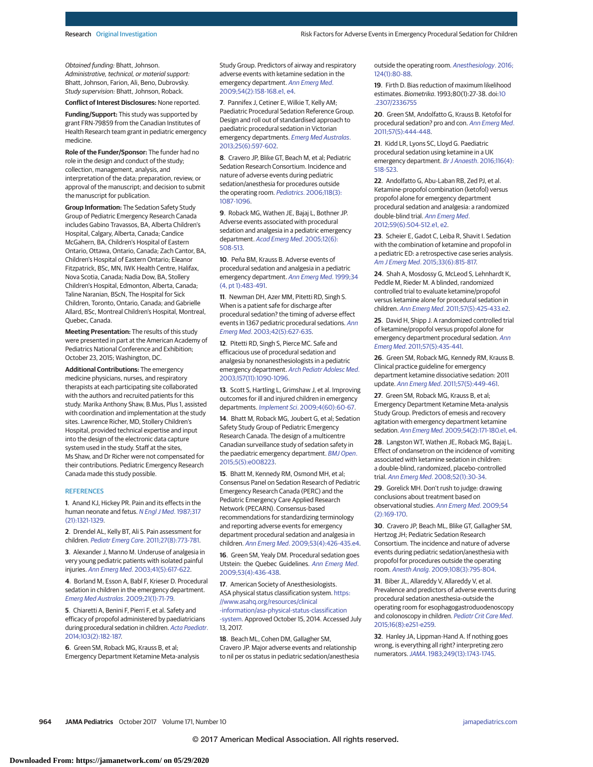*Obtained funding:* Bhatt, Johnson.
*Administrative, technical, or material support:* Bhatt, Johnson, Farion, Ali, Beno, Dubrovsky.
*Study supervision:* Bhatt, Johnson, Roback.

**Conflict of Interest Disclosures:** None reported.

**Funding/Support:** This study was supported by grant FRN-79859 from the Canadian Institutes of Health Research team grant in pediatric emergency medicine.

**Role of the Funder/Sponsor:** The funder had no role in the design and conduct of the study; collection, management, analysis, and interpretation of the data; preparation, review, or approval of the manuscript; and decision to submit the manuscript for publication.

**Group Information:** The Sedation Safety Study Group of Pediatric Emergency Research Canada includes Gabino Travassos, BA, Alberta Children's Hospital, Calgary, Alberta, Canada; Candice McGahern, BA, Children's Hospital of Eastern Ontario, Ottawa, Ontario, Canada; Zach Cantor, BA, Children's Hospital of Eastern Ontario; Eleanor Fitzpatrick, BSc, MN, IWK Health Centre, Halifax, Nova Scotia, Canada; Nadia Dow, BA, Stollery Children's Hospital, Edmonton, Alberta, Canada; Taline Naranian, BScN, The Hospital for Sick Children, Toronto, Ontario, Canada; and Gabrielle Allard, BSc, Montreal Children's Hospital, Montreal, Quebec, Canada.

**Meeting Presentation:** The results of this study were presented in part at the American Academy of Pediatrics National Conference and Exhibition; October 23, 2015; Washington, DC.

**Additional Contributions:** The emergency medicine physicians, nurses, and respiratory therapists at each participating site collaborated with the authors and recruited patients for this study. Marika Anthony Shaw, B.Mus, Plus 1, assisted with coordination and implementation at the study sites. Lawrence Richer, MD, Stollery Children's Hospital, provided technical expertise and input into the design of the electronic data capture system used in the study. Staff at the sites, Ms Shaw, and Dr Richer were not compensated for their contributions. Pediatric Emergency Research Canada made this study possible.

## REFERENCES

1. Anand KJ, Hickey PR. Pain and its effects in the human neonate and fetus. *N Engl J Med*. 1987;317(21):1321-1329.

2. Drendel AL, Kelly BT, Ali S. Pain assessment for children. *Pediatr Emerg Care*. 2011;27(8):773-781.

3. Alexander J, Manno M. Underuse of analgesia in very young pediatric patients with isolated painful injuries. *Ann Emerg Med*. 2003;41(5):617-622.

4. Borland M, Esson A, Babl F, Krieser D. Procedural sedation in children in the emergency department. *Emerg Med Australas*. 2009;21(1):71-79.

5. Chiaretti A, Benini F, Pierri F, et al. Safety and efficacy of propofol administered by paediatricians during procedural sedation in children. *Acta Paediatr*. 2014;103(2):182-187.

6. Green SM, Roback MG, Krauss B, et al; Emergency Department Ketamine Meta-analysis Study Group. Predictors of airway and respiratory adverse events with ketamine sedation in the emergency department. *Ann Emerg Med*. 2009;54(2):158-168.e1, e4.

7. Pannifex J, Cetiner E, Wilkie T, Kelly AM; Paediatric Procedural Sedation Reference Group. Design and roll out of standardised approach to paediatric procedural sedation in Victorian emergency departments. *Emerg Med Australas*. 2013;25(6):597-602.

8. Cravero JP, Blike GT, Beach M, et al; Pediatric Sedation Research Consortium. Incidence and nature of adverse events during pediatric sedation/anesthesia for procedures outside the operating room. *Pediatrics*. 2006;118(3):1087-1096.

9. Roback MG, Wathen JE, Bajaj L, Bothner JP. Adverse events associated with procedural sedation and analgesia in a pediatric emergency department. *Acad Emerg Med*. 2005;12(6):508-513.

10. Peña BM, Krauss B. Adverse events of procedural sedation and analgesia in a pediatric emergency department. *Ann Emerg Med*. 1999;34(4, pt 1):483-491.

11. Newman DH, Azer MM, Pitetti RD, Singh S. When is a patient safe for discharge after procedural sedation? the timing of adverse effect events in 1367 pediatric procedural sedations. *Ann Emerg Med*. 2003;42(5):627-635.

12. Pitetti RD, Singh S, Pierce MC. Safe and efficacious use of procedural sedation and analgesia by nonanesthesiologists in a pediatric emergency department. *Arch Pediatr Adolesc Med*. 2003;157(11):1090-1096.

13. Scott S, Hartling L, Grimshaw J, et al. Improving outcomes for ill and injured children in emergency departments. *Implement Sci*. 2009;4(60):60-67.

14. Bhatt M, Roback MG, Joubert G, et al; Sedation Safety Study Group of Pediatric Emergency Research Canada. The design of a multicentre Canadian surveillance study of sedation safety in the paediatric emergency department. *BMJ Open*. 2015;5(5):e008223.

15. Bhatt M, Kennedy RM, Osmond MH, et al; Consensus Panel on Sedation Research of Pediatric Emergency Research Canada (PERC) and the Pediatric Emergency Care Applied Research Network (PECARN). Consensus-based recommendations for standardizing terminology and reporting adverse events for emergency department procedural sedation and analgesia in children. *Ann Emerg Med*. 2009;53(4):426-435.e4.

16. Green SM, Yealy DM. Procedural sedation goes Utstein: the Quebec Guidelines. *Ann Emerg Med*. 2009;53(4):436-438.

17. American Society of Anesthesiologists. ASA physical status classification system. https://www.asahq.org/resources/clinical-information/asa-physical-status-classification-system. Approved October 15, 2014. Accessed July 13, 2017.

18. Beach ML, Cohen DM, Gallagher SM, Cravero JP. Major adverse events and relationship to nil per os status in pediatric sedation/anesthesia outside the operating room. *Anesthesiology*. 2016;124(1):80-88.

19. Firth D. Bias reduction of maximum likelihood estimates. *Biometrika*. 1993;80(1):27-38. doi:10.2307/2336755

20. Green SM, Andolfatto G, Krauss B. Ketofol for procedural sedation? pro and con. *Ann Emerg Med*. 2011;57(5):444-448.

21. Kidd LR, Lyons SC, Lloyd G. Paediatric procedural sedation using ketamine in a UK emergency department. *Br J Anaesth*. 2016;116(4):518-523.

22. Andolfatto G, Abu-Laban RB, Zed PJ, et al. Ketamine-propofol combination (ketofol) versus propofol alone for emergency department procedural sedation and analgesia: a randomized double-blind trial. *Ann Emerg Med*. 2012;59(6):504-512.e1, e2.

23. Scheier E, Gadot C, Leiba R, Shavit I. Sedation with the combination of ketamine and propofol in a pediatric ED: a retrospective case series analysis. *Am J Emerg Med*. 2015;33(6):815-817.

24. Shah A, Mosdossy G, McLeod S, Lehnhardt K, Peddle M, Rieder M. A blinded, randomized controlled trial to evaluate ketamine/propofol versus ketamine alone for procedural sedation in children. *Ann Emerg Med*. 2011;57(5):425-433.e2.

25. David H, Shipp J. A randomized controlled trial of ketamine/propofol versus propofol alone for emergency department procedural sedation. *Ann Emerg Med*. 2011;57(5):435-441.

26. Green SM, Roback MG, Kennedy RM, Krauss B. Clinical practice guideline for emergency department ketamine dissociative sedation: 2011 update. *Ann Emerg Med*. 2011;57(5):449-461.

27. Green SM, Roback MG, Krauss B, et al; Emergency Department Ketamine Meta-analysis Study Group. Predictors of emesis and recovery agitation with emergency department ketamine sedation. *Ann Emerg Med*. 2009;54(2):171-180.e1, e4.

28. Langston WT, Wathen JE, Roback MG, Bajaj L. Effect of ondansetron on the incidence of vomiting associated with ketamine sedation in children: a double-blind, randomized, placebo-controlled trial. *Ann Emerg Med*. 2008;52(1):30-34.

29. Gorelick MH. Don't rush to judge: drawing conclusions about treatment based on observational studies. *Ann Emerg Med*. 2009;54(2):169-170.

30. Cravero JP, Beach ML, Blike GT, Gallagher SM, Hertzog JH; Pediatric Sedation Research Consortium. The incidence and nature of adverse events during pediatric sedation/anesthesia with propofol for procedures outside the operating room. *Anesth Analg*. 2009;108(3):795-804.

31. Biber JL, Allareddy V, Allareddy V, et al. Prevalence and predictors of adverse events during procedural sedation anesthesia-outside the operating room for esophagogastroduodenoscopy and colonoscopy in children. *Pediatr Crit Care Med*. 2015;16(8):e251-e259.

32. Hanley JA, Lippman-Hand A. If nothing goes wrong, is everything all right? interpreting zero numerators. *JAMA*. 1983;249(13):1743-1745.